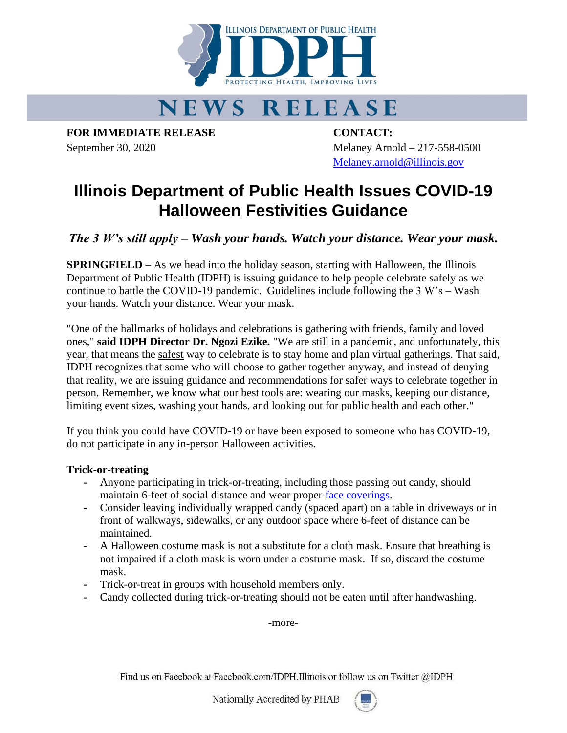ILLINOIS DEPARTMENT OF PUBLIC HEALTH

IDPH

PROTECTING HEALTH, IMPROVING LIVES

# NEWS RELEASE

**FOR IMMEDIATE RELEASE**
September 30, 2020

**CONTACT:**
Melaney Arnold – 217-558-0500
Melaney.arnold@illinois.gov

# Illinois Department of Public Health Issues COVID-19 Halloween Festivities Guidance

***The 3 W's still apply – Wash your hands. Watch your distance. Wear your mask.***

**SPRINGFIELD** – As we head into the holiday season, starting with Halloween, the Illinois Department of Public Health (IDPH) is issuing guidance to help people celebrate safely as we continue to battle the COVID-19 pandemic. Guidelines include following the 3 W's – Wash your hands. Watch your distance. Wear your mask.

"One of the hallmarks of holidays and celebrations is gathering with friends, family and loved ones," **said IDPH Director Dr. Ngozi Ezike.** "We are still in a pandemic, and unfortunately, this year, that means the safest way to celebrate is to stay home and plan virtual gatherings. That said, IDPH recognizes that some who will choose to gather together anyway, and instead of denying that reality, we are issuing guidance and recommendations for safer ways to celebrate together in person. Remember, we know what our best tools are: wearing our masks, keeping our distance, limiting event sizes, washing your hands, and looking out for public health and each other."

If you think you could have COVID-19 or have been exposed to someone who has COVID-19, do not participate in any in-person Halloween activities.

**Trick-or-treating**

- Anyone participating in trick-or-treating, including those passing out candy, should maintain 6-feet of social distance and wear proper face coverings.
- Consider leaving individually wrapped candy (spaced apart) on a table in driveways or in front of walkways, sidewalks, or any outdoor space where 6-feet of distance can be maintained.
- A Halloween costume mask is not a substitute for a cloth mask. Ensure that breathing is not impaired if a cloth mask is worn under a costume mask. If so, discard the costume mask.
- Trick-or-treat in groups with household members only.
- Candy collected during trick-or-treating should not be eaten until after handwashing.

-more-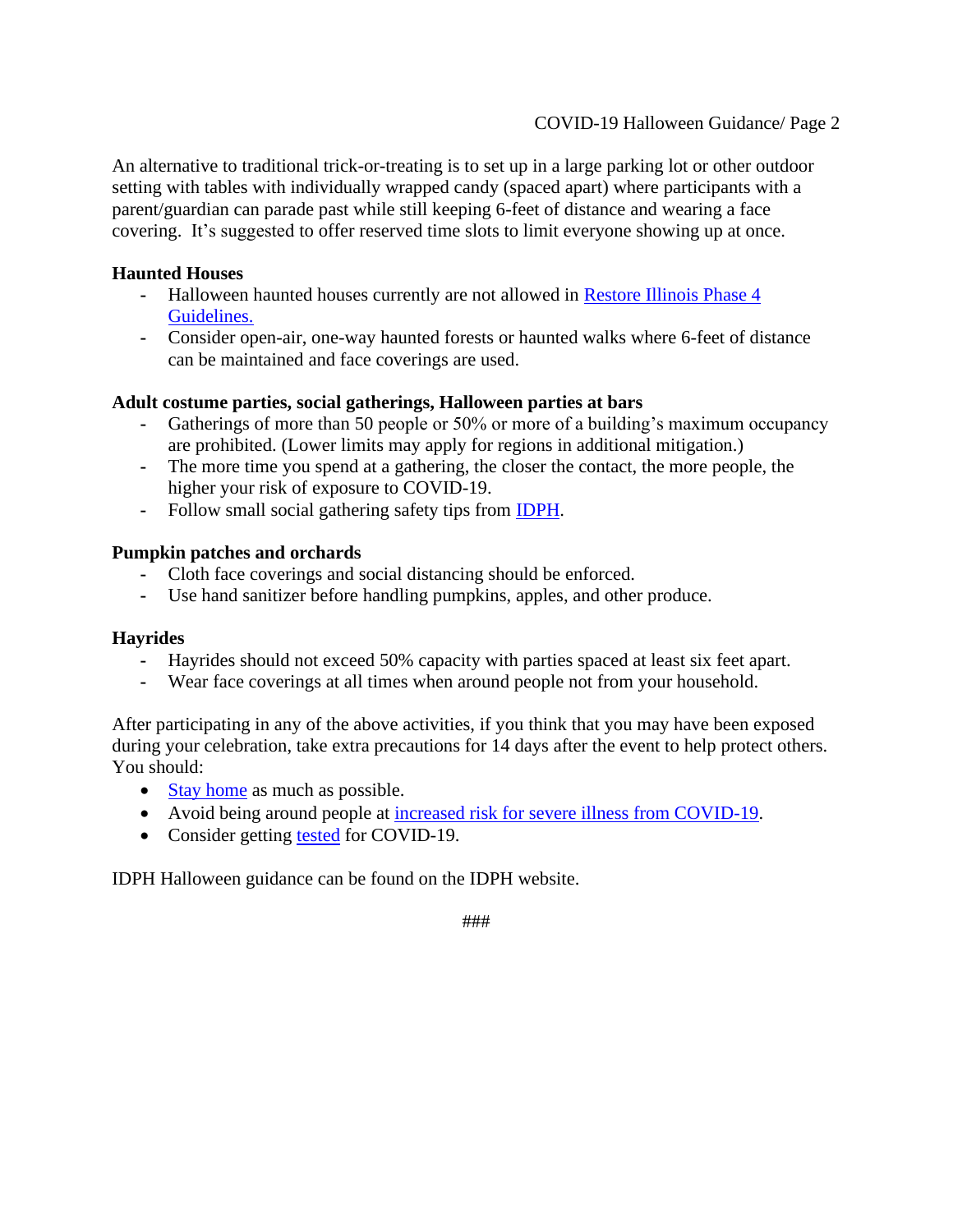An alternative to traditional trick-or-treating is to set up in a large parking lot or other outdoor setting with tables with individually wrapped candy (spaced apart) where participants with a parent/guardian can parade past while still keeping 6-feet of distance and wearing a face covering. It's suggested to offer reserved time slots to limit everyone showing up at once.

**Haunted Houses**

- Halloween haunted houses currently are not allowed in Restore Illinois Phase 4 Guidelines.
- Consider open-air, one-way haunted forests or haunted walks where 6-feet of distance can be maintained and face coverings are used.

**Adult costume parties, social gatherings, Halloween parties at bars**

- Gatherings of more than 50 people or 50% or more of a building's maximum occupancy are prohibited. (Lower limits may apply for regions in additional mitigation.)
- The more time you spend at a gathering, the closer the contact, the more people, the higher your risk of exposure to COVID-19.
- Follow small social gathering safety tips from IDPH.

**Pumpkin patches and orchards**

- Cloth face coverings and social distancing should be enforced.
- Use hand sanitizer before handling pumpkins, apples, and other produce.

**Hayrides**

- Hayrides should not exceed 50% capacity with parties spaced at least six feet apart.
- Wear face coverings at all times when around people not from your household.

After participating in any of the above activities, if you think that you may have been exposed during your celebration, take extra precautions for 14 days after the event to help protect others. You should:

- Stay home as much as possible.
- Avoid being around people at increased risk for severe illness from COVID-19.
- Consider getting tested for COVID-19.

IDPH Halloween guidance can be found on the IDPH website.

###